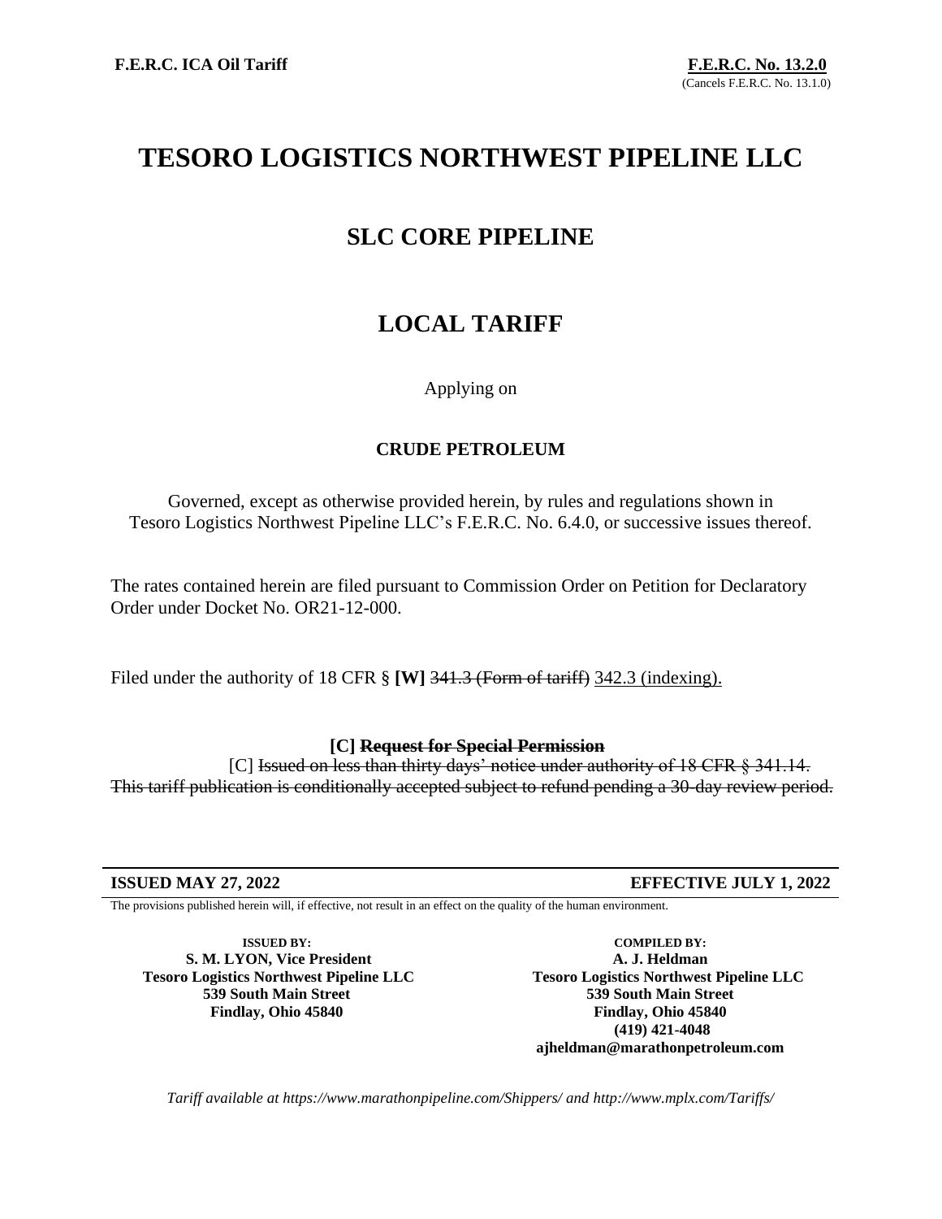F.E.R.C. ICA Oil Tariff

**F.E.R.C. No. 13.2.0**
(Cancels F.E.R.C. No. 13.1.0)

# TESORO LOGISTICS NORTHWEST PIPELINE LLC

## SLC CORE PIPELINE

## LOCAL TARIFF

Applying on

**CRUDE PETROLEUM**

Governed, except as otherwise provided herein, by rules and regulations shown in Tesoro Logistics Northwest Pipeline LLC's F.E.R.C. No. 6.4.0, or successive issues thereof.

The rates contained herein are filed pursuant to Commission Order on Petition for Declaratory Order under Docket No. OR21-12-000.

Filed under the authority of 18 CFR § **[W]** ~~341.3 (Form of tariff)~~ <u>342.3 (indexing).</u>

**[C] ~~Request for Special Permission~~**

[C] ~~Issued on less than thirty days' notice under authority of 18 CFR § 341.14. This tariff publication is conditionally accepted subject to refund pending a 30-day review period.~~

**ISSUED MAY 27, 2022** **EFFECTIVE JULY 1, 2022**

The provisions published herein will, if effective, not result in an effect on the quality of the human environment.

**ISSUED BY:**
**S. M. LYON, Vice President**
**Tesoro Logistics Northwest Pipeline LLC**
**539 South Main Street**
**Findlay, Ohio 45840**

**COMPILED BY:**
**A. J. Heldman**
**Tesoro Logistics Northwest Pipeline LLC**
**539 South Main Street**
**Findlay, Ohio 45840**
**(419) 421-4048**
**ajheldman@marathonpetroleum.com**

*Tariff available at https://www.marathonpipeline.com/Shippers/ and http://www.mplx.com/Tariffs/*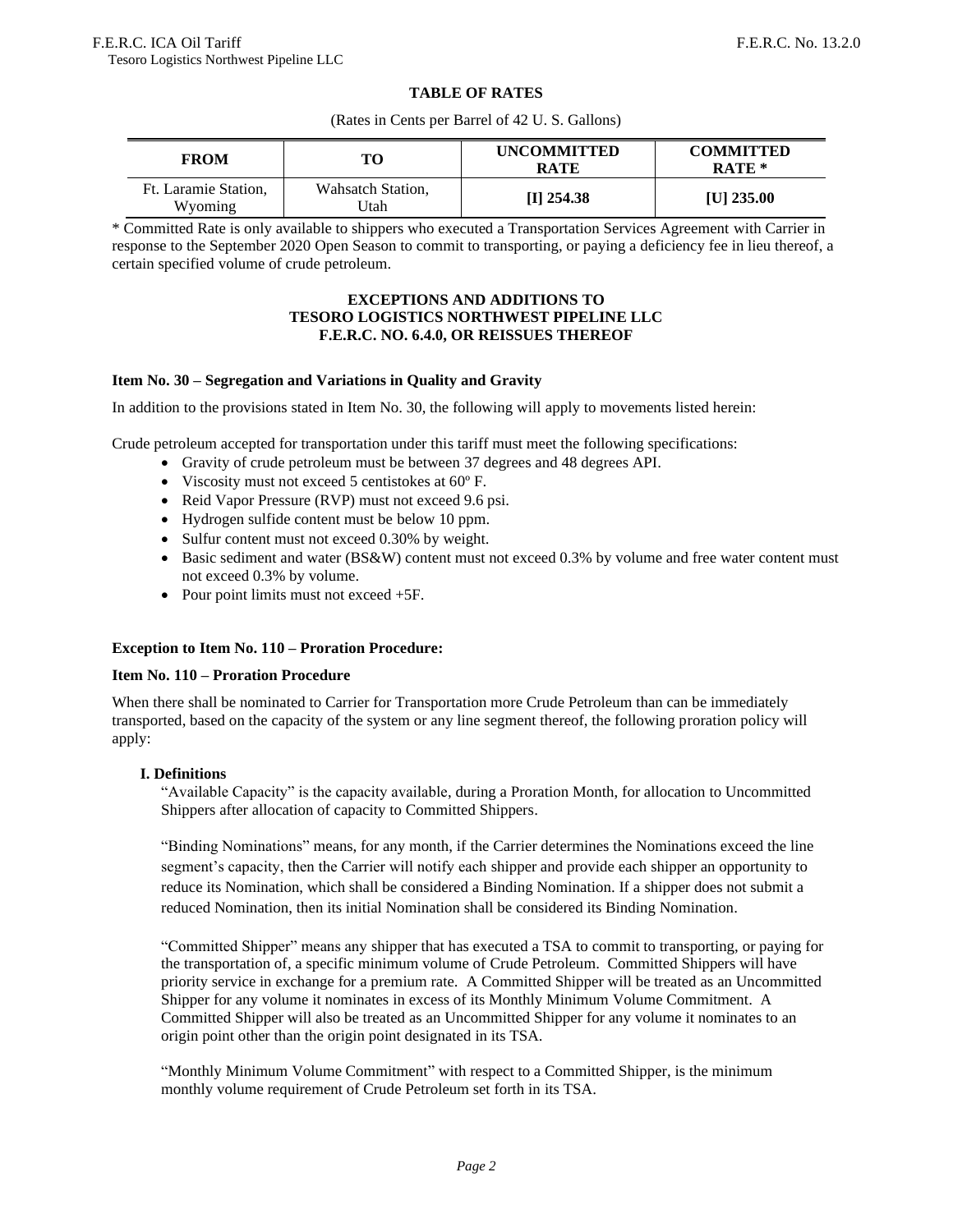**TABLE OF RATES**

(Rates in Cents per Barrel of 42 U. S. Gallons)

| FROM | TO | UNCOMMITTED RATE | COMMITTED RATE * |
|---|---|---|---|
| Ft. Laramie Station, Wyoming | Wahsatch Station, Utah | **[I] 254.38** | **[U] 235.00** |

* Committed Rate is only available to shippers who executed a Transportation Services Agreement with Carrier in response to the September 2020 Open Season to commit to transporting, or paying a deficiency fee in lieu thereof, a certain specified volume of crude petroleum.

**EXCEPTIONS AND ADDITIONS TO TESORO LOGISTICS NORTHWEST PIPELINE LLC F.E.R.C. NO. 6.4.0, OR REISSUES THEREOF**

**Item No. 30 – Segregation and Variations in Quality and Gravity**

In addition to the provisions stated in Item No. 30, the following will apply to movements listed herein:

Crude petroleum accepted for transportation under this tariff must meet the following specifications:

- Gravity of crude petroleum must be between 37 degrees and 48 degrees API.
- Viscosity must not exceed 5 centistokes at 60º F.
- Reid Vapor Pressure (RVP) must not exceed 9.6 psi.
- Hydrogen sulfide content must be below 10 ppm.
- Sulfur content must not exceed 0.30% by weight.
- Basic sediment and water (BS&W) content must not exceed 0.3% by volume and free water content must not exceed 0.3% by volume.
- Pour point limits must not exceed +5F.

**Exception to Item No. 110 – Proration Procedure:**

**Item No. 110 – Proration Procedure**

When there shall be nominated to Carrier for Transportation more Crude Petroleum than can be immediately transported, based on the capacity of the system or any line segment thereof, the following proration policy will apply:

**I. Definitions**

"Available Capacity" is the capacity available, during a Proration Month, for allocation to Uncommitted Shippers after allocation of capacity to Committed Shippers.

"Binding Nominations" means, for any month, if the Carrier determines the Nominations exceed the line segment's capacity, then the Carrier will notify each shipper and provide each shipper an opportunity to reduce its Nomination, which shall be considered a Binding Nomination. If a shipper does not submit a reduced Nomination, then its initial Nomination shall be considered its Binding Nomination.

"Committed Shipper" means any shipper that has executed a TSA to commit to transporting, or paying for the transportation of, a specific minimum volume of Crude Petroleum. Committed Shippers will have priority service in exchange for a premium rate. A Committed Shipper will be treated as an Uncommitted Shipper for any volume it nominates in excess of its Monthly Minimum Volume Commitment. A Committed Shipper will also be treated as an Uncommitted Shipper for any volume it nominates to an origin point other than the origin point designated in its TSA.

"Monthly Minimum Volume Commitment" with respect to a Committed Shipper, is the minimum monthly volume requirement of Crude Petroleum set forth in its TSA.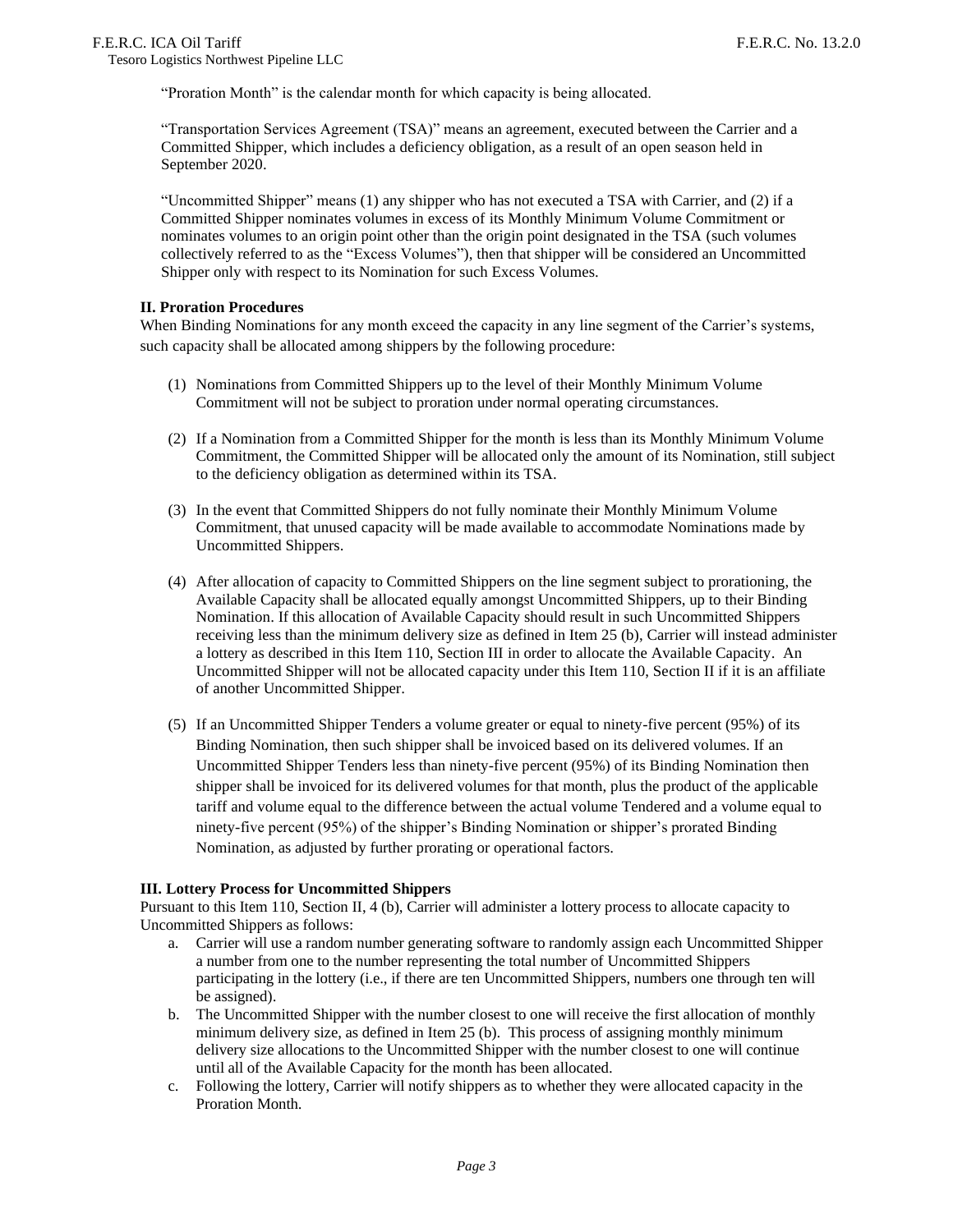"Proration Month" is the calendar month for which capacity is being allocated.

"Transportation Services Agreement (TSA)" means an agreement, executed between the Carrier and a Committed Shipper, which includes a deficiency obligation, as a result of an open season held in September 2020.

"Uncommitted Shipper" means (1) any shipper who has not executed a TSA with Carrier, and (2) if a Committed Shipper nominates volumes in excess of its Monthly Minimum Volume Commitment or nominates volumes to an origin point other than the origin point designated in the TSA (such volumes collectively referred to as the "Excess Volumes"), then that shipper will be considered an Uncommitted Shipper only with respect to its Nomination for such Excess Volumes.

**II. Proration Procedures**

When Binding Nominations for any month exceed the capacity in any line segment of the Carrier's systems, such capacity shall be allocated among shippers by the following procedure:

(1) Nominations from Committed Shippers up to the level of their Monthly Minimum Volume Commitment will not be subject to proration under normal operating circumstances.

(2) If a Nomination from a Committed Shipper for the month is less than its Monthly Minimum Volume Commitment, the Committed Shipper will be allocated only the amount of its Nomination, still subject to the deficiency obligation as determined within its TSA.

(3) In the event that Committed Shippers do not fully nominate their Monthly Minimum Volume Commitment, that unused capacity will be made available to accommodate Nominations made by Uncommitted Shippers.

(4) After allocation of capacity to Committed Shippers on the line segment subject to prorationing, the Available Capacity shall be allocated equally amongst Uncommitted Shippers, up to their Binding Nomination. If this allocation of Available Capacity should result in such Uncommitted Shippers receiving less than the minimum delivery size as defined in Item 25 (b), Carrier will instead administer a lottery as described in this Item 110, Section III in order to allocate the Available Capacity. An Uncommitted Shipper will not be allocated capacity under this Item 110, Section II if it is an affiliate of another Uncommitted Shipper.

(5) If an Uncommitted Shipper Tenders a volume greater or equal to ninety-five percent (95%) of its Binding Nomination, then such shipper shall be invoiced based on its delivered volumes. If an Uncommitted Shipper Tenders less than ninety-five percent (95%) of its Binding Nomination then shipper shall be invoiced for its delivered volumes for that month, plus the product of the applicable tariff and volume equal to the difference between the actual volume Tendered and a volume equal to ninety-five percent (95%) of the shipper's Binding Nomination or shipper's prorated Binding Nomination, as adjusted by further prorating or operational factors.

**III. Lottery Process for Uncommitted Shippers**

Pursuant to this Item 110, Section II, 4 (b), Carrier will administer a lottery process to allocate capacity to Uncommitted Shippers as follows:

a. Carrier will use a random number generating software to randomly assign each Uncommitted Shipper a number from one to the number representing the total number of Uncommitted Shippers participating in the lottery (i.e., if there are ten Uncommitted Shippers, numbers one through ten will be assigned).

b. The Uncommitted Shipper with the number closest to one will receive the first allocation of monthly minimum delivery size, as defined in Item 25 (b). This process of assigning monthly minimum delivery size allocations to the Uncommitted Shipper with the number closest to one will continue until all of the Available Capacity for the month has been allocated.

c. Following the lottery, Carrier will notify shippers as to whether they were allocated capacity in the Proration Month.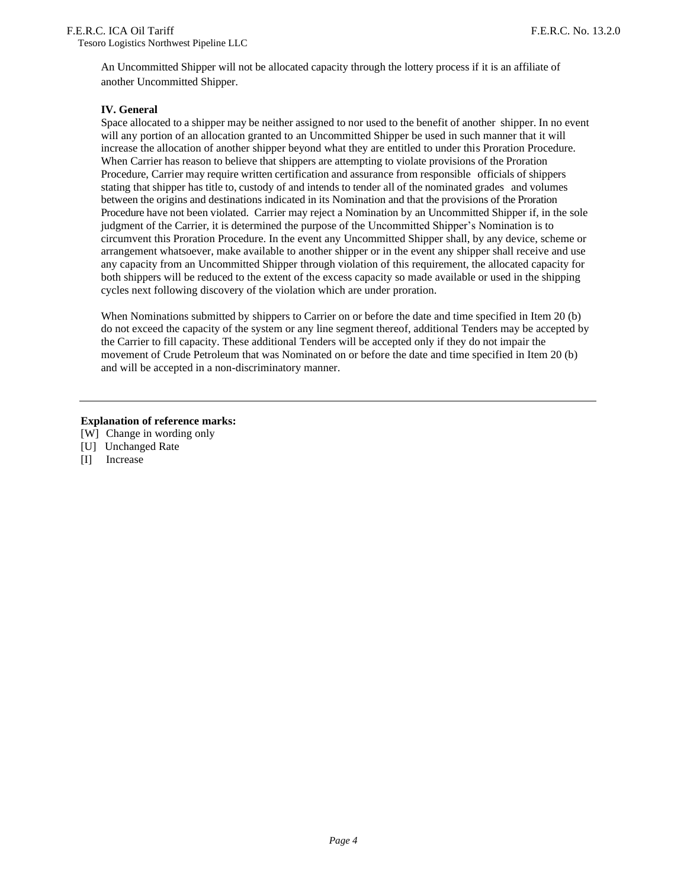An Uncommitted Shipper will not be allocated capacity through the lottery process if it is an affiliate of another Uncommitted Shipper.

**IV. General**

Space allocated to a shipper may be neither assigned to nor used to the benefit of another shipper. In no event will any portion of an allocation granted to an Uncommitted Shipper be used in such manner that it will increase the allocation of another shipper beyond what they are entitled to under this Proration Procedure. When Carrier has reason to believe that shippers are attempting to violate provisions of the Proration Procedure, Carrier may require written certification and assurance from responsible officials of shippers stating that shipper has title to, custody of and intends to tender all of the nominated grades and volumes between the origins and destinations indicated in its Nomination and that the provisions of the Proration Procedure have not been violated. Carrier may reject a Nomination by an Uncommitted Shipper if, in the sole judgment of the Carrier, it is determined the purpose of the Uncommitted Shipper's Nomination is to circumvent this Proration Procedure. In the event any Uncommitted Shipper shall, by any device, scheme or arrangement whatsoever, make available to another shipper or in the event any shipper shall receive and use any capacity from an Uncommitted Shipper through violation of this requirement, the allocated capacity for both shippers will be reduced to the extent of the excess capacity so made available or used in the shipping cycles next following discovery of the violation which are under proration.

When Nominations submitted by shippers to Carrier on or before the date and time specified in Item 20 (b) do not exceed the capacity of the system or any line segment thereof, additional Tenders may be accepted by the Carrier to fill capacity. These additional Tenders will be accepted only if they do not impair the movement of Crude Petroleum that was Nominated on or before the date and time specified in Item 20 (b) and will be accepted in a non-discriminatory manner.

---

**Explanation of reference marks:**

[W] Change in wording only
[U] Unchanged Rate
[I] Increase